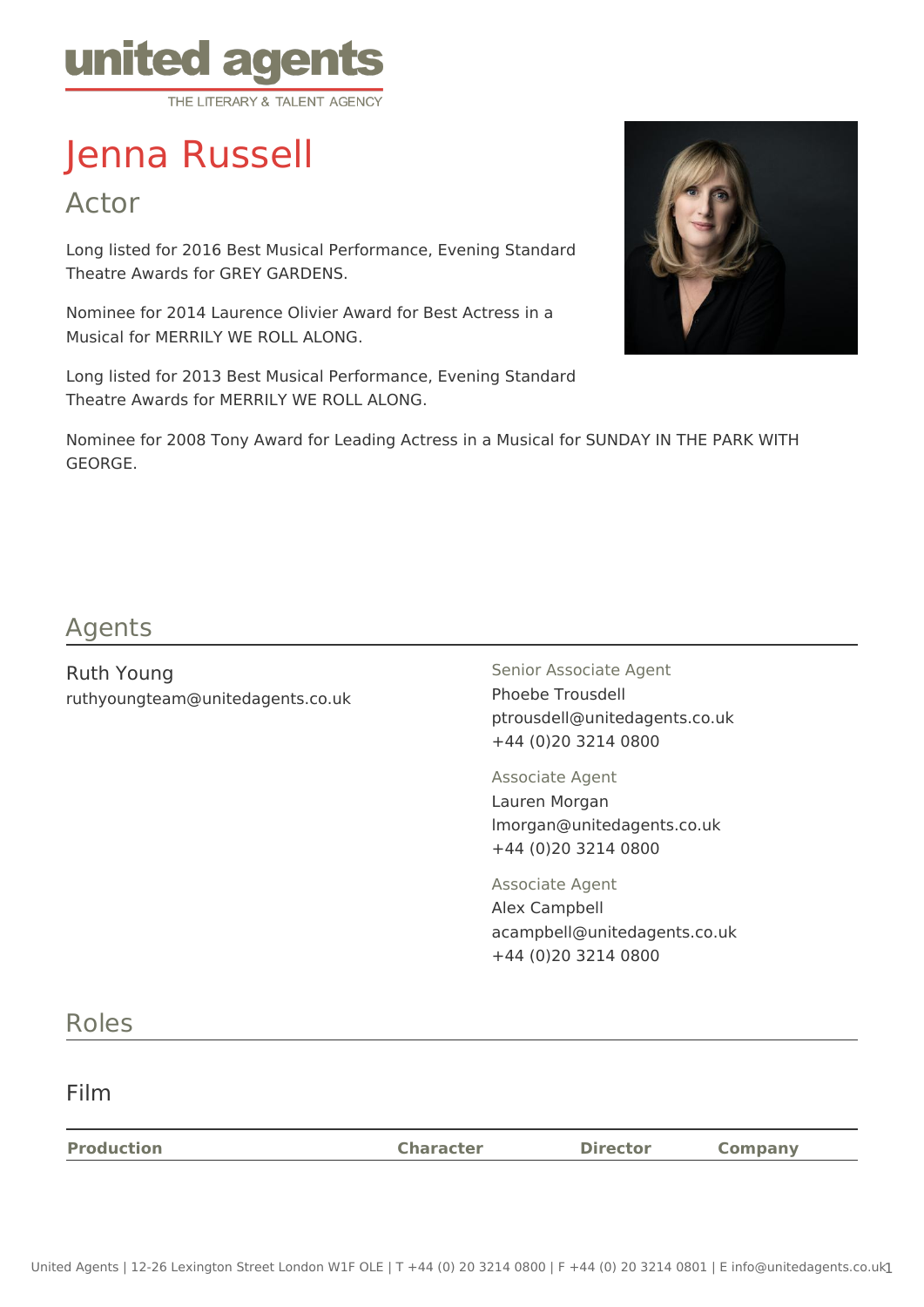united agents
THE LITERARY & TALENT AGENCY

# Jenna Russell

## Actor

Long listed for 2016 Best Musical Performance, Evening Standard Theatre Awards for GREY GARDENS.

Nominee for 2014 Laurence Olivier Award for Best Actress in a Musical for MERRILY WE ROLL ALONG.

Long listed for 2013 Best Musical Performance, Evening Standard Theatre Awards for MERRILY WE ROLL ALONG.

Nominee for 2008 Tony Award for Leading Actress in a Musical for SUNDAY IN THE PARK WITH GEORGE.

## Agents

Ruth Young
ruthyoungteam@unitedagents.co.uk

Senior Associate Agent
Phoebe Trousdell
ptrousdell@unitedagents.co.uk
+44 (0)20 3214 0800

Associate Agent
Lauren Morgan
lmorgan@unitedagents.co.uk
+44 (0)20 3214 0800

Associate Agent
Alex Campbell
acampbell@unitedagents.co.uk
+44 (0)20 3214 0800

## Roles

### Film

| Production | Character | Director | Company |
| --- | --- | --- | --- |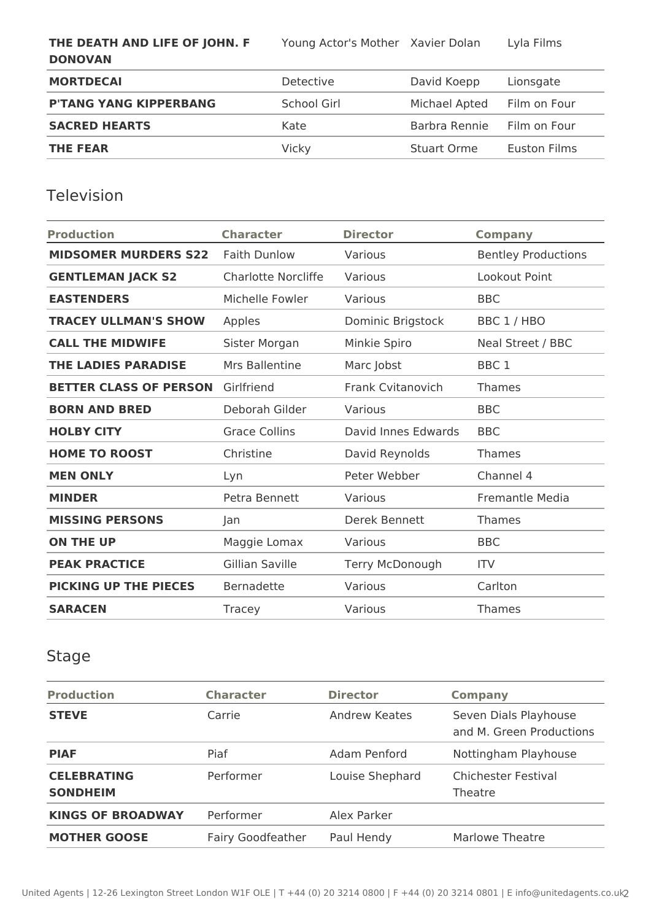| | | | |
|---|---|---|---|
| **THE DEATH AND LIFE OF JOHN. F DONOVAN** | Young Actor's Mother | Xavier Dolan | Lyla Films |
| **MORTDECAI** | Detective | David Koepp | Lionsgate |
| **P'TANG YANG KIPPERBANG** | School Girl | Michael Apted | Film on Four |
| **SACRED HEARTS** | Kate | Barbra Rennie | Film on Four |
| **THE FEAR** | Vicky | Stuart Orme | Euston Films |

## Television

| Production | Character | Director | Company |
|---|---|---|---|
| **MIDSOMER MURDERS S22** | Faith Dunlow | Various | Bentley Productions |
| **GENTLEMAN JACK S2** | Charlotte Norcliffe | Various | Lookout Point |
| **EASTENDERS** | Michelle Fowler | Various | BBC |
| **TRACEY ULLMAN'S SHOW** | Apples | Dominic Brigstock | BBC 1 / HBO |
| **CALL THE MIDWIFE** | Sister Morgan | Minkie Spiro | Neal Street / BBC |
| **THE LADIES PARADISE** | Mrs Ballentine | Marc Jobst | BBC 1 |
| **BETTER CLASS OF PERSON** | Girlfriend | Frank Cvitanovich | Thames |
| **BORN AND BRED** | Deborah Gilder | Various | BBC |
| **HOLBY CITY** | Grace Collins | David Innes Edwards | BBC |
| **HOME TO ROOST** | Christine | David Reynolds | Thames |
| **MEN ONLY** | Lyn | Peter Webber | Channel 4 |
| **MINDER** | Petra Bennett | Various | Fremantle Media |
| **MISSING PERSONS** | Jan | Derek Bennett | Thames |
| **ON THE UP** | Maggie Lomax | Various | BBC |
| **PEAK PRACTICE** | Gillian Saville | Terry McDonough | ITV |
| **PICKING UP THE PIECES** | Bernadette | Various | Carlton |
| **SARACEN** | Tracey | Various | Thames |

## Stage

| Production | Character | Director | Company |
|---|---|---|---|
| **STEVE** | Carrie | Andrew Keates | Seven Dials Playhouse and M. Green Productions |
| **PIAF** | Piaf | Adam Penford | Nottingham Playhouse |
| **CELEBRATING SONDHEIM** | Performer | Louise Shephard | Chichester Festival Theatre |
| **KINGS OF BROADWAY** | Performer | Alex Parker | |
| **MOTHER GOOSE** | Fairy Goodfeather | Paul Hendy | Marlowe Theatre |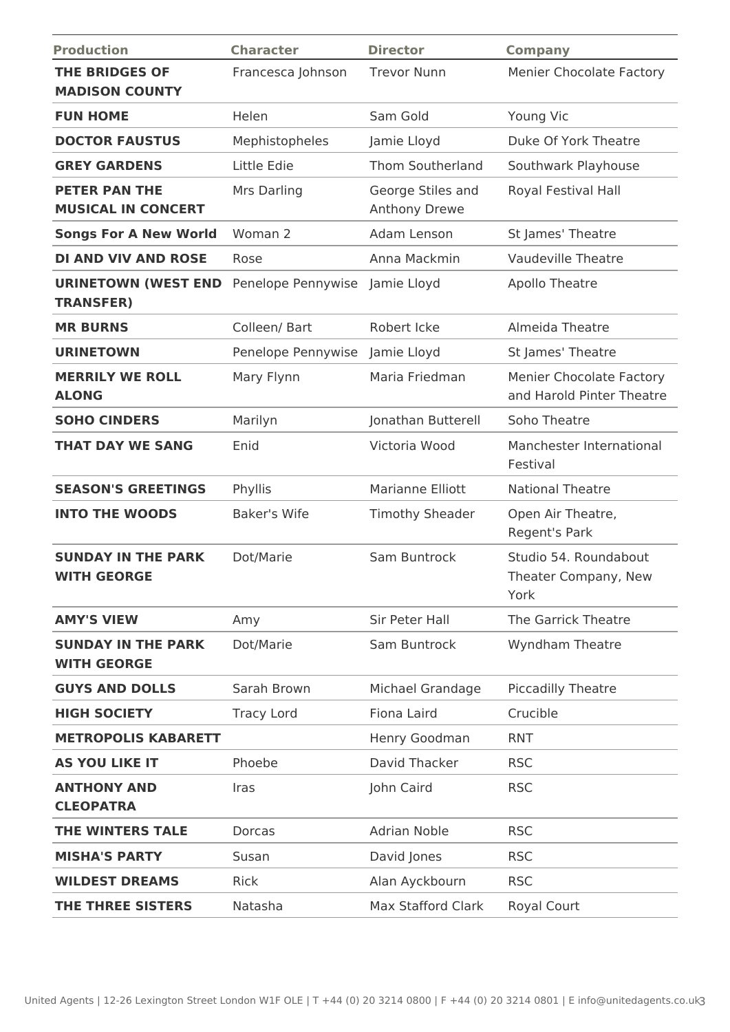| Production | Character | Director | Company |
|---|---|---|---|
| **THE BRIDGES OF MADISON COUNTY** | Francesca Johnson | Trevor Nunn | Menier Chocolate Factory |
| **FUN HOME** | Helen | Sam Gold | Young Vic |
| **DOCTOR FAUSTUS** | Mephistopheles | Jamie Lloyd | Duke Of York Theatre |
| **GREY GARDENS** | Little Edie | Thom Southerland | Southwark Playhouse |
| **PETER PAN THE MUSICAL IN CONCERT** | Mrs Darling | George Stiles and Anthony Drewe | Royal Festival Hall |
| **Songs For A New World** | Woman 2 | Adam Lenson | St James' Theatre |
| **DI AND VIV AND ROSE** | Rose | Anna Mackmin | Vaudeville Theatre |
| **URINETOWN (WEST END TRANSFER)** | Penelope Pennywise | Jamie Lloyd | Apollo Theatre |
| **MR BURNS** | Colleen/ Bart | Robert Icke | Almeida Theatre |
| **URINETOWN** | Penelope Pennywise | Jamie Lloyd | St James' Theatre |
| **MERRILY WE ROLL ALONG** | Mary Flynn | Maria Friedman | Menier Chocolate Factory and Harold Pinter Theatre |
| **SOHO CINDERS** | Marilyn | Jonathan Butterell | Soho Theatre |
| **THAT DAY WE SANG** | Enid | Victoria Wood | Manchester International Festival |
| **SEASON'S GREETINGS** | Phyllis | Marianne Elliott | National Theatre |
| **INTO THE WOODS** | Baker's Wife | Timothy Sheader | Open Air Theatre, Regent's Park |
| **SUNDAY IN THE PARK WITH GEORGE** | Dot/Marie | Sam Buntrock | Studio 54. Roundabout Theater Company, New York |
| **AMY'S VIEW** | Amy | Sir Peter Hall | The Garrick Theatre |
| **SUNDAY IN THE PARK WITH GEORGE** | Dot/Marie | Sam Buntrock | Wyndham Theatre |
| **GUYS AND DOLLS** | Sarah Brown | Michael Grandage | Piccadilly Theatre |
| **HIGH SOCIETY** | Tracy Lord | Fiona Laird | Crucible |
| **METROPOLIS KABARETT** | | Henry Goodman | RNT |
| **AS YOU LIKE IT** | Phoebe | David Thacker | RSC |
| **ANTHONY AND CLEOPATRA** | Iras | John Caird | RSC |
| **THE WINTERS TALE** | Dorcas | Adrian Noble | RSC |
| **MISHA'S PARTY** | Susan | David Jones | RSC |
| **WILDEST DREAMS** | Rick | Alan Ayckbourn | RSC |
| **THE THREE SISTERS** | Natasha | Max Stafford Clark | Royal Court |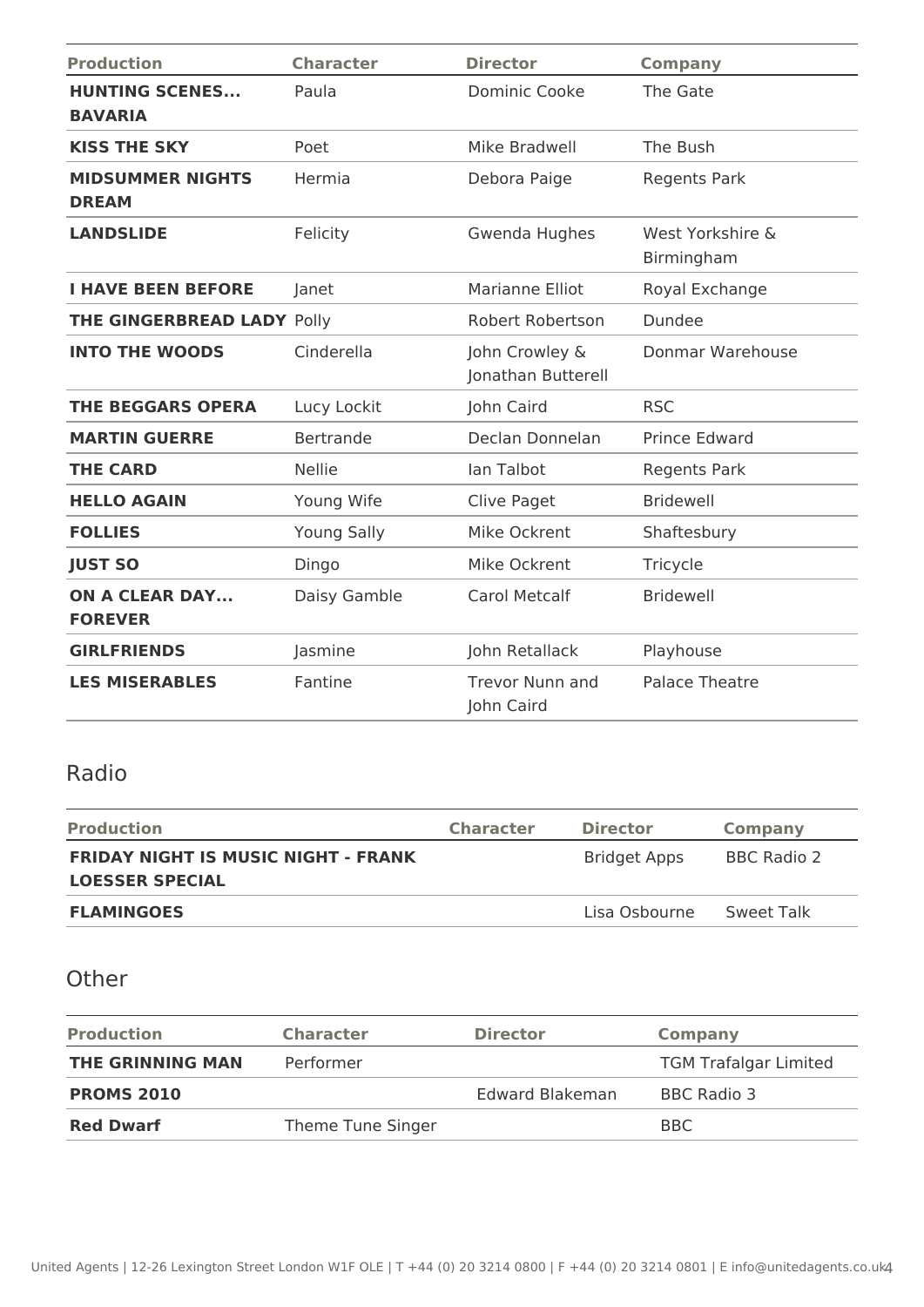| Production | Character | Director | Company |
|---|---|---|---|
| **HUNTING SCENES... BAVARIA** | Paula | Dominic Cooke | The Gate |
| **KISS THE SKY** | Poet | Mike Bradwell | The Bush |
| **MIDSUMMER NIGHTS DREAM** | Hermia | Debora Paige | Regents Park |
| **LANDSLIDE** | Felicity | Gwenda Hughes | West Yorkshire & Birmingham |
| **I HAVE BEEN BEFORE** | Janet | Marianne Elliot | Royal Exchange |
| **THE GINGERBREAD LADY** | Polly | Robert Robertson | Dundee |
| **INTO THE WOODS** | Cinderella | John Crowley & Jonathan Butterell | Donmar Warehouse |
| **THE BEGGARS OPERA** | Lucy Lockit | John Caird | RSC |
| **MARTIN GUERRE** | Bertrande | Declan Donnelan | Prince Edward |
| **THE CARD** | Nellie | Ian Talbot | Regents Park |
| **HELLO AGAIN** | Young Wife | Clive Paget | Bridewell |
| **FOLLIES** | Young Sally | Mike Ockrent | Shaftesbury |
| **JUST SO** | Dingo | Mike Ockrent | Tricycle |
| **ON A CLEAR DAY... FOREVER** | Daisy Gamble | Carol Metcalf | Bridewell |
| **GIRLFRIENDS** | Jasmine | John Retallack | Playhouse |
| **LES MISERABLES** | Fantine | Trevor Nunn and John Caird | Palace Theatre |

## Radio

| Production | Character | Director | Company |
|---|---|---|---|
| **FRIDAY NIGHT IS MUSIC NIGHT - FRANK LOESSER SPECIAL** | | Bridget Apps | BBC Radio 2 |
| **FLAMINGOES** | | Lisa Osbourne | Sweet Talk |

## Other

| Production | Character | Director | Company |
|---|---|---|---|
| **THE GRINNING MAN** | Performer | | TGM Trafalgar Limited |
| **PROMS 2010** | | Edward Blakeman | BBC Radio 3 |
| **Red Dwarf** | Theme Tune Singer | | BBC |